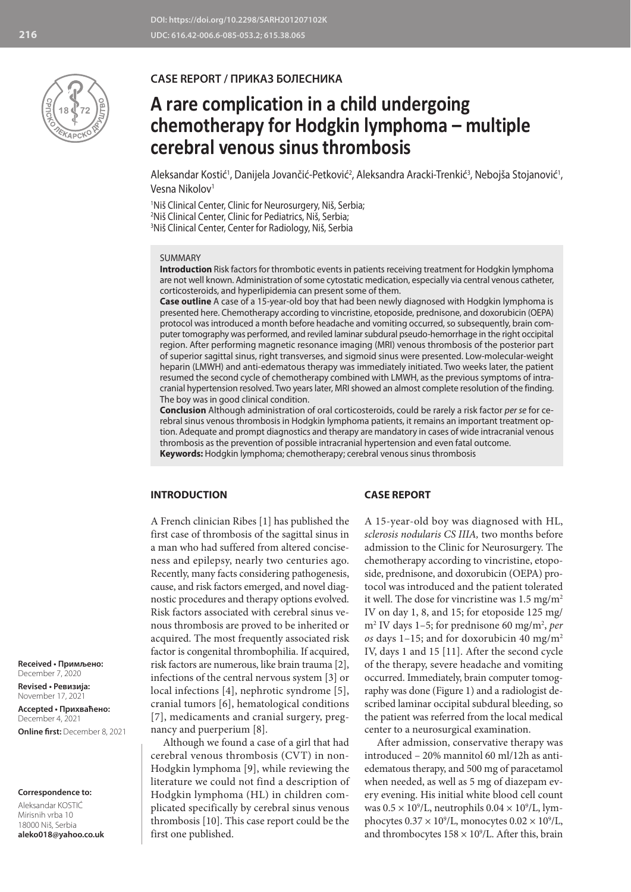DOI: https://doi.org/10.2298/SARH201207102K
UDC: 616.42-006.6-085-053.2; 615.38.065

CASE REPORT / ПРИКАЗ БОЛЕСНИКА

# A rare complication in a child undergoing chemotherapy for Hodgkin lymphoma – multiple cerebral venous sinus thrombosis

Aleksandar Kostić[1], Danijela Jovančić-Petković[2], Aleksandra Aracki-Trenkić[3], Nebojša Stojanović[1], Vesna Nikolov[1]

[1]Niš Clinical Center, Clinic for Neurosurgery, Niš, Serbia;
[2]Niš Clinical Center, Clinic for Pediatrics, Niš, Serbia;
[3]Niš Clinical Center, Center for Radiology, Niš, Serbia

SUMMARY

**Introduction** Risk factors for thrombotic events in patients receiving treatment for Hodgkin lymphoma are not well known. Administration of some cytostatic medication, especially via central venous catheter, corticosteroids, and hyperlipidemia can present some of them.

**Case outline** A case of a 15-year-old boy that had been newly diagnosed with Hodgkin lymphoma is presented here. Chemotherapy according to vincristine, etoposide, prednisone, and doxorubicin (OEPA) protocol was introduced a month before headache and vomiting occurred, so subsequently, brain computer tomography was performed, and reviled laminar subdural pseudo-hemorrhage in the right occipital region. After performing magnetic resonance imaging (MRI) venous thrombosis of the posterior part of superior sagittal sinus, right transverses, and sigmoid sinus were presented. Low-molecular-weight heparin (LMWH) and anti-edematous therapy was immediately initiated. Two weeks later, the patient resumed the second cycle of chemotherapy combined with LMWH, as the previous symptoms of intracranial hypertension resolved. Two years later, MRI showed an almost complete resolution of the finding. The boy was in good clinical condition.

**Conclusion** Although administration of oral corticosteroids, could be rarely a risk factor *per se* for cerebral sinus venous thrombosis in Hodgkin lymphoma patients, it remains an important treatment option. Adequate and prompt diagnostics and therapy are mandatory in cases of wide intracranial venous thrombosis as the prevention of possible intracranial hypertension and even fatal outcome.

**Keywords:** Hodgkin lymphoma; chemotherapy; cerebral venous sinus thrombosis

Received • Примљено: December 7, 2020
Revised • Ревизија: November 17, 2021
Accepted • Прихваћено: December 4, 2021
Online first: December 8, 2021

**Correspondence to:**
Aleksandar KOSTIĆ
Mirisnih vrba 10
18000 Niš, Serbia
**aleko018@yahoo.co.uk**

## INTRODUCTION

A French clinician Ribes [1] has published the first case of thrombosis of the sagittal sinus in a man who had suffered from altered conciseness and epilepsy, nearly two centuries ago. Recently, many facts considering pathogenesis, cause, and risk factors emerged, and novel diagnostic procedures and therapy options evolved. Risk factors associated with cerebral sinus venous thrombosis are proved to be inherited or acquired. The most frequently associated risk factor is congenital thrombophilia. If acquired, risk factors are numerous, like brain trauma [2], infections of the central nervous system [3] or local infections [4], nephrotic syndrome [5], cranial tumors [6], hematological conditions [7], medicaments and cranial surgery, pregnancy and puerperium [8].

Although we found a case of a girl that had cerebral venous thrombosis (CVT) in non-Hodgkin lymphoma [9], while reviewing the literature we could not find a description of Hodgkin lymphoma (HL) in children complicated specifically by cerebral sinus venous thrombosis [10]. This case report could be the first one published.

## CASE REPORT

A 15-year-old boy was diagnosed with HL, *sclerosis nodularis CS IIIA,* two months before admission to the Clinic for Neurosurgery. The chemotherapy according to vincristine, etoposide, prednisone, and doxorubicin (OEPA) protocol was introduced and the patient tolerated it well. The dose for vincristine was 1.5 mg/m$^2$ IV on day 1, 8, and 15; for etoposide 125 mg/m$^2$ IV days 1–5; for prednisone 60 mg/m$^2$, *per os* days 1–15; and for doxorubicin 40 mg/m$^2$ IV, days 1 and 15 [11]. After the second cycle of the therapy, severe headache and vomiting occurred. Immediately, brain computer tomography was done (Figure 1) and a radiologist described laminar occipital subdural bleeding, so the patient was referred from the local medical center to a neurosurgical examination.

After admission, conservative therapy was introduced – 20% mannitol 60 ml/12h as anti-edematous therapy, and 500 mg of paracetamol when needed, as well as 5 mg of diazepam every evening. His initial white blood cell count was $0.5 \times 10^9$/L, neutrophils $0.04 \times 10^9$/L, lymphocytes $0.37 \times 10^9$/L, monocytes $0.02 \times 10^9$/L, and thrombocytes $158 \times 10^9$/L. After this, brain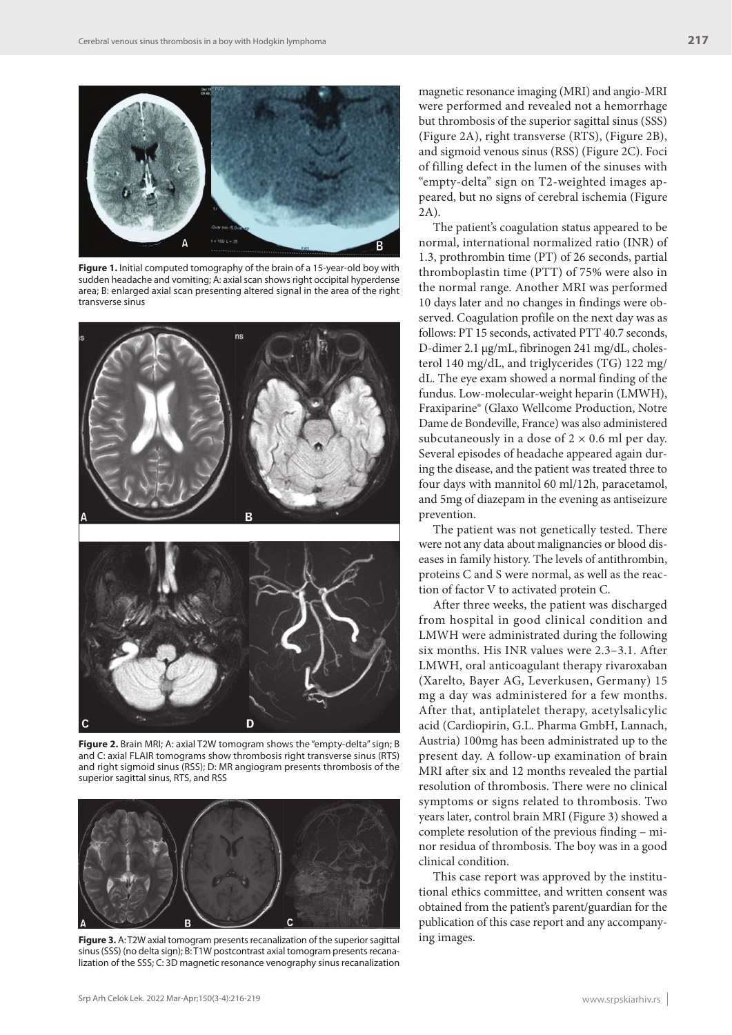**Figure 1.** Initial computed tomography of the brain of a 15-year-old boy with sudden headache and vomiting; A: axial scan shows right occipital hyperdense area; B: enlarged axial scan presenting altered signal in the area of the right transverse sinus

**Figure 2.** Brain MRI; A: axial T2W tomogram shows the "empty-delta" sign; B and C: axial FLAIR tomograms show thrombosis right transverse sinus (RTS) and right sigmoid sinus (RSS); D: MR angiogram presents thrombosis of the superior sagittal sinus, RTS, and RSS

**Figure 3.** A: T2W axial tomogram presents recanalization of the superior sagittal sinus (SSS) (no delta sign); B: T1W postcontrast axial tomogram presents recanalization of the SSS; C: 3D magnetic resonance venography sinus recanalization

magnetic resonance imaging (MRI) and angio-MRI were performed and revealed not a hemorrhage but thrombosis of the superior sagittal sinus (SSS) (Figure 2A), right transverse (RTS), (Figure 2B), and sigmoid venous sinus (RSS) (Figure 2C). Foci of filling defect in the lumen of the sinuses with "empty-delta" sign on T2-weighted images appeared, but no signs of cerebral ischemia (Figure 2A).

The patient's coagulation status appeared to be normal, international normalized ratio (INR) of 1.3, prothrombin time (PT) of 26 seconds, partial thromboplastin time (PTT) of 75% were also in the normal range. Another MRI was performed 10 days later and no changes in findings were observed. Coagulation profile on the next day was as follows: PT 15 seconds, activated PTT 40.7 seconds, D-dimer 2.1 μg/mL, fibrinogen 241 mg/dL, cholesterol 140 mg/dL, and triglycerides (TG) 122 mg/dL. The eye exam showed a normal finding of the fundus. Low-molecular-weight heparin (LMWH), Fraxiparine® (Glaxo Wellcome Production, Notre Dame de Bondeville, France) was also administered subcutaneously in a dose of $2 \times 0.6$ ml per day. Several episodes of headache appeared again during the disease, and the patient was treated three to four days with mannitol 60 ml/12h, paracetamol, and 5mg of diazepam in the evening as antiseizure prevention.

The patient was not genetically tested. There were not any data about malignancies or blood diseases in family history. The levels of antithrombin, proteins C and S were normal, as well as the reaction of factor V to activated protein C.

After three weeks, the patient was discharged from hospital in good clinical condition and LMWH were administrated during the following six months. His INR values were 2.3–3.1. After LMWH, oral anticoagulant therapy rivaroxaban (Xarelto, Bayer AG, Leverkusen, Germany) 15 mg a day was administered for a few months. After that, antiplatelet therapy, acetylsalicylic acid (Cardiopirin, G.L. Pharma GmbH, Lannach, Austria) 100mg has been administrated up to the present day. A follow-up examination of brain MRI after six and 12 months revealed the partial resolution of thrombosis. There were no clinical symptoms or signs related to thrombosis. Two years later, control brain MRI (Figure 3) showed a complete resolution of the previous finding – minor residua of thrombosis. The boy was in a good clinical condition.

This case report was approved by the institutional ethics committee, and written consent was obtained from the patient's parent/guardian for the publication of this case report and any accompanying images.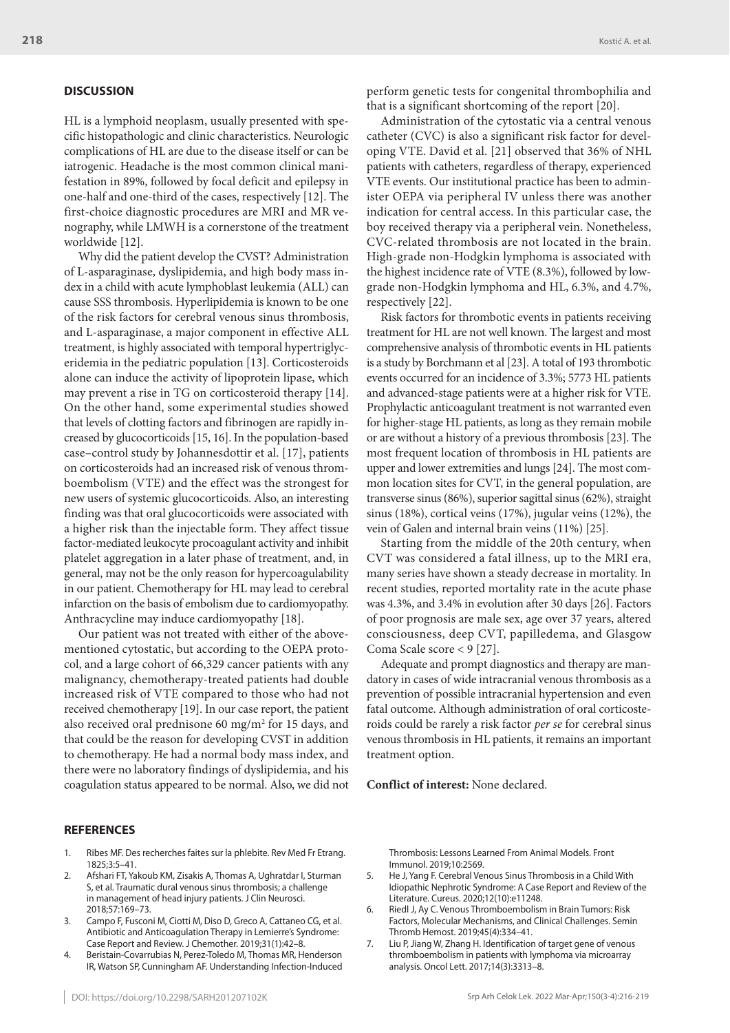## DISCUSSION

HL is a lymphoid neoplasm, usually presented with specific histopathologic and clinic characteristics. Neurologic complications of HL are due to the disease itself or can be iatrogenic. Headache is the most common clinical manifestation in 89%, followed by focal deficit and epilepsy in one-half and one-third of the cases, respectively [12]. The first-choice diagnostic procedures are MRI and MR venography, while LMWH is a cornerstone of the treatment worldwide [12].

Why did the patient develop the CVST? Administration of L-asparaginase, dyslipidemia, and high body mass index in a child with acute lymphoblast leukemia (ALL) can cause SSS thrombosis. Hyperlipidemia is known to be one of the risk factors for cerebral venous sinus thrombosis, and L-asparaginase, a major component in effective ALL treatment, is highly associated with temporal hypertriglyceridemia in the pediatric population [13]. Corticosteroids alone can induce the activity of lipoprotein lipase, which may prevent a rise in TG on corticosteroid therapy [14]. On the other hand, some experimental studies showed that levels of clotting factors and fibrinogen are rapidly increased by glucocorticoids [15, 16]. In the population-based case–control study by Johannesdottir et al. [17], patients on corticosteroids had an increased risk of venous thromboembolism (VTE) and the effect was the strongest for new users of systemic glucocorticoids. Also, an interesting finding was that oral glucocorticoids were associated with a higher risk than the injectable form. They affect tissue factor-mediated leukocyte procoagulant activity and inhibit platelet aggregation in a later phase of treatment, and, in general, may not be the only reason for hypercoagulability in our patient. Chemotherapy for HL may lead to cerebral infarction on the basis of embolism due to cardiomyopathy. Anthracycline may induce cardiomyopathy [18].

Our patient was not treated with either of the above-mentioned cytostatic, but according to the OEPA protocol, and a large cohort of 66,329 cancer patients with any malignancy, chemotherapy-treated patients had double increased risk of VTE compared to those who had not received chemotherapy [19]. In our case report, the patient also received oral prednisone 60 mg/m$^2$ for 15 days, and that could be the reason for developing CVST in addition to chemotherapy. He had a normal body mass index, and there were no laboratory findings of dyslipidemia, and his coagulation status appeared to be normal. Also, we did not perform genetic tests for congenital thrombophilia and that is a significant shortcoming of the report [20].

Administration of the cytostatic via a central venous catheter (CVC) is also a significant risk factor for developing VTE. David et al. [21] observed that 36% of NHL patients with catheters, regardless of therapy, experienced VTE events. Our institutional practice has been to administer OEPA via peripheral IV unless there was another indication for central access. In this particular case, the boy received therapy via a peripheral vein. Nonetheless, CVC-related thrombosis are not located in the brain. High-grade non-Hodgkin lymphoma is associated with the highest incidence rate of VTE (8.3%), followed by low-grade non-Hodgkin lymphoma and HL, 6.3%, and 4.7%, respectively [22].

Risk factors for thrombotic events in patients receiving treatment for HL are not well known. The largest and most comprehensive analysis of thrombotic events in HL patients is a study by Borchmann et al [23]. A total of 193 thrombotic events occurred for an incidence of 3.3%; 5773 HL patients and advanced-stage patients were at a higher risk for VTE. Prophylactic anticoagulant treatment is not warranted even for higher-stage HL patients, as long as they remain mobile or are without a history of a previous thrombosis [23]. The most frequent location of thrombosis in HL patients are upper and lower extremities and lungs [24]. The most common location sites for CVT, in the general population, are transverse sinus (86%), superior sagittal sinus (62%), straight sinus (18%), cortical veins (17%), jugular veins (12%), the vein of Galen and internal brain veins (11%) [25].

Starting from the middle of the 20th century, when CVT was considered a fatal illness, up to the MRI era, many series have shown a steady decrease in mortality. In recent studies, reported mortality rate in the acute phase was 4.3%, and 3.4% in evolution after 30 days [26]. Factors of poor prognosis are male sex, age over 37 years, altered consciousness, deep CVT, papilledema, and Glasgow Coma Scale score < 9 [27].

Adequate and prompt diagnostics and therapy are mandatory in cases of wide intracranial venous thrombosis as a prevention of possible intracranial hypertension and even fatal outcome. Although administration of oral corticosteroids could be rarely a risk factor *per se* for cerebral sinus venous thrombosis in HL patients, it remains an important treatment option.

**Conflict of interest:** None declared.

## REFERENCES

1. Ribes MF. Des recherches faites sur la phlebite. Rev Med Fr Etrang. 1825;3:5–41.
2. Afshari FT, Yakoub KM, Zisakis A, Thomas A, Ughratdar I, Sturman S, et al. Traumatic dural venous sinus thrombosis; a challenge in management of head injury patients. J Clin Neurosci. 2018;57:169–73.
3. Campo F, Fusconi M, Ciotti M, Diso D, Greco A, Cattaneo CG, et al. Antibiotic and Anticoagulation Therapy in Lemierre's Syndrome: Case Report and Review. J Chemother. 2019;31(1):42–8.
4. Beristain-Covarrubias N, Perez-Toledo M, Thomas MR, Henderson IR, Watson SP, Cunningham AF. Understanding Infection-Induced Thrombosis: Lessons Learned From Animal Models. Front Immunol. 2019;10:2569.
5. He J, Yang F. Cerebral Venous Sinus Thrombosis in a Child With Idiopathic Nephrotic Syndrome: A Case Report and Review of the Literature. Cureus. 2020;12(10):e11248.
6. Riedl J, Ay C. Venous Thromboembolism in Brain Tumors: Risk Factors, Molecular Mechanisms, and Clinical Challenges. Semin Thromb Hemost. 2019;45(4):334–41.
7. Liu P, Jiang W, Zhang H. Identification of target gene of venous thromboembolism in patients with lymphoma via microarray analysis. Oncol Lett. 2017;14(3):3313–8.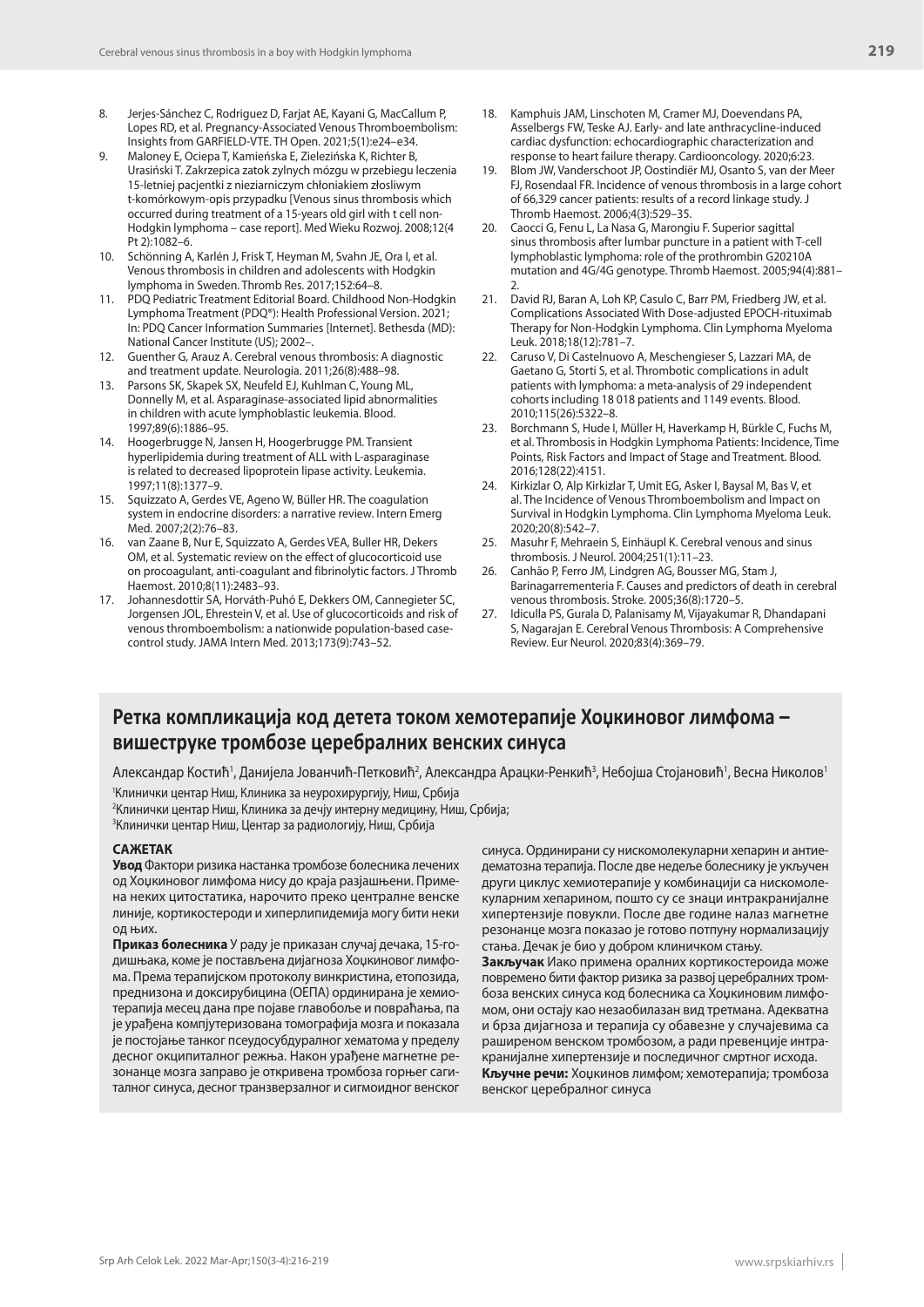8. Jerjes-Sánchez C, Rodriguez D, Farjat AE, Kayani G, MacCallum P, Lopes RD, et al. Pregnancy-Associated Venous Thromboembolism: Insights from GARFIELD-VTE. TH Open. 2021;5(1):e24–e34.
9. Maloney E, Ociepa T, Kamieńska E, Zielezińska K, Richter B, Urasiński T. Zakrzepica zatok zylnych mózgu w przebiegu leczenia 15-letniej pacjentki z nieziarniczym chłoniakiem złosliwym t-komórkowym-opis przypadku [Venous sinus thrombosis which occurred during treatment of a 15-years old girl with t cell non-Hodgkin lymphoma – case report]. Med Wieku Rozwoj. 2008;12(4 Pt 2):1082–6.
10. Schönning A, Karlén J, Frisk T, Heyman M, Svahn JE, Ora I, et al. Venous thrombosis in children and adolescents with Hodgkin lymphoma in Sweden. Thromb Res. 2017;152:64–8.
11. PDQ Pediatric Treatment Editorial Board. Childhood Non-Hodgkin Lymphoma Treatment (PDQ®): Health Professional Version. 2021; In: PDQ Cancer Information Summaries [Internet]. Bethesda (MD): National Cancer Institute (US); 2002–.
12. Guenther G, Arauz A. Cerebral venous thrombosis: A diagnostic and treatment update. Neurologia. 2011;26(8):488–98.
13. Parsons SK, Skapek SX, Neufeld EJ, Kuhlman C, Young ML, Donnelly M, et al. Asparaginase-associated lipid abnormalities in children with acute lymphoblastic leukemia. Blood. 1997;89(6):1886–95.
14. Hoogerbrugge N, Jansen H, Hoogerbrugge PM. Transient hyperlipidemia during treatment of ALL with L-asparaginase is related to decreased lipoprotein lipase activity. Leukemia. 1997;11(8):1377–9.
15. Squizzato A, Gerdes VE, Ageno W, Büller HR. The coagulation system in endocrine disorders: a narrative review. Intern Emerg Med. 2007;2(2):76–83.
16. van Zaane B, Nur E, Squizzato A, Gerdes VEA, Buller HR, Dekers OM, et al. Systematic review on the effect of glucocorticoid use on procoagulant, anti-coagulant and fibrinolytic factors. J Thromb Haemost. 2010;8(11):2483–93.
17. Johannesdottir SA, Horváth-Puhó E, Dekkers OM, Cannegieter SC, Jorgensen JOL, Ehrestein V, et al. Use of glucocorticoids and risk of venous thromboembolism: a nationwide population-based case-control study. JAMA Intern Med. 2013;173(9):743–52.
18. Kamphuis JAM, Linschoten M, Cramer MJ, Doevendans PA, Asselbergs FW, Teske AJ. Early- and late anthracycline-induced cardiac dysfunction: echocardiographic characterization and response to heart failure therapy. Cardiooncology. 2020;6:23.
19. Blom JW, Vanderschoot JP, Oostindiër MJ, Osanto S, van der Meer FJ, Rosendaal FR. Incidence of venous thrombosis in a large cohort of 66,329 cancer patients: results of a record linkage study. J Thromb Haemost. 2006;4(3):529–35.
20. Caocci G, Fenu L, La Nasa G, Marongiu F. Superior sagittal sinus thrombosis after lumbar puncture in a patient with T-cell lymphoblastic lymphoma: role of the prothrombin G20210A mutation and 4G/4G genotype. Thromb Haemost. 2005;94(4):881–2.
21. David RJ, Baran A, Loh KP, Casulo C, Barr PM, Friedberg JW, et al. Complications Associated With Dose-adjusted EPOCH-rituximab Therapy for Non-Hodgkin Lymphoma. Clin Lymphoma Myeloma Leuk. 2018;18(12):781–7.
22. Caruso V, Di Castelnuovo A, Meschengieser S, Lazzari MA, de Gaetano G, Storti S, et al. Thrombotic complications in adult patients with lymphoma: a meta-analysis of 29 independent cohorts including 18 018 patients and 1149 events. Blood. 2010;115(26):5322–8.
23. Borchmann S, Hude I, Müller H, Haverkamp H, Bürkle C, Fuchs M, et al. Thrombosis in Hodgkin Lymphoma Patients: Incidence, Time Points, Risk Factors and Impact of Stage and Treatment. Blood. 2016;128(22):4151.
24. Kirkizlar O, Alp Kirkizlar T, Umit EG, Asker I, Baysal M, Bas V, et al. The Incidence of Venous Thromboembolism and Impact on Survival in Hodgkin Lymphoma. Clin Lymphoma Myeloma Leuk. 2020;20(8):542–7.
25. Masuhr F, Mehraein S, Einhäupl K. Cerebral venous and sinus thrombosis. J Neurol. 2004;251(1):11–23.
26. Canhão P, Ferro JM, Lindgren AG, Bousser MG, Stam J, Barinagarrementeria F. Causes and predictors of death in cerebral venous thrombosis. Stroke. 2005;36(8):1720–5.
27. Idiculla PS, Gurala D, Palanisamy M, Vijayakumar R, Dhandapani S, Nagarajan E. Cerebral Venous Thrombosis: A Comprehensive Review. Eur Neurol. 2020;83(4):369–79.

## Ретка компликација код детета током хемотерапије Хоџкиновог лимфома – вишеструке тромбозе церебралних венских синуса

Александар Костић[1], Данијела Јованчић-Петковић[2], Александра Арацки-Ренкић[3], Небојша Стојановић[1], Весна Николов[1]

[1]Клинички центар Ниш, Клиника за неурохирургију, Ниш, Србија
[2]Клинички центар Ниш, Клиника за дечју интерну медицину, Ниш, Србија;
[3]Клинички центар Ниш, Центар за радиологију, Ниш, Србија

### САЖЕТАК

**Увод** Фактори ризика настанка тромбозе болесника лечених од Хоџкиновог лимфома нису до краја разјашњени. Примена неких цитостатика, нарочито преко централне венске линије, кортикостероди и хиперлипидемија могу бити неки од њих.

**Приказ болесника** У раду је приказан случај дечака, 15-годишњака, коме је постављена дијагноза Хоџкиновог лимфома. Према терапијском протоколу винкристина, етопозида, преднизона и доксирубицина (ОЕПА) ординирана је хемотерапија месец дана пре појаве главобоље и повраћања, па је урађена компјутеризована томографија мозга и показала је постојање танког псеудосубдуралног хематома у пределу десног окципиталног режња. Након урађене магнетне резонанце мозга заправо је откривена тромбоза горњег сагиталног синуса, десног трансверзалног и сигмоидног венског синуса. Ординирани су нискомолекуларни хепарин и антиедематозна терапија. После две недеље болеснику је укључен други циклус хемиотерапије у комбинацији са нискомолекуларним хепарином, пошто су се знаци интракранијалне хипертензије повукли. После две године налаз магнетне резонанце мозга показао је готово потпуну нормализацију стања. Дечак је био у добром клиничком стању.

**Закључак** Иако примена оралних кортикостероида може повремено бити фактор ризика за развој церебралних тромбоза венских синуса код болесника са Хоџкиновим лимфомом, они остају као незаобилазан вид третмана. Адекватна и брза дијагноза и терапија су обавезне у случајевима са раширеном венском тромбозом, а ради превенције интракранијалне хипертензије и последичног смртног исхода.

**Кључне речи:** Хоџкинов лимфом; хемотерапија; тромбоза венског церебралног синуса